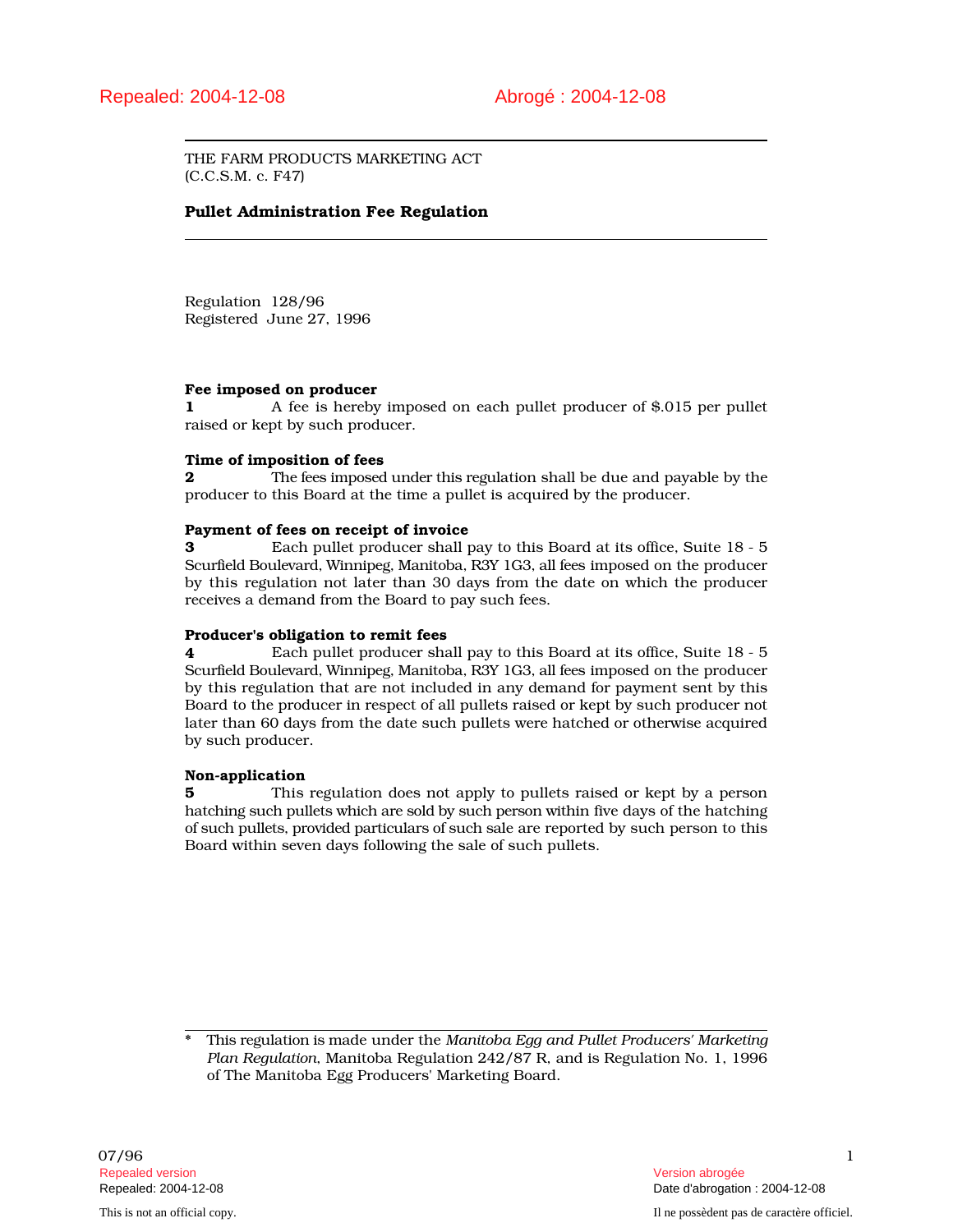Repealed: 2004-12-08 Abrogé : 2004-12-08

THE FARM PRODUCTS MARKETING ACT
(C.C.S.M. c. F47)

# Pullet Administration Fee Regulation

Regulation 128/96
Registered June 27, 1996

**Fee imposed on producer**

**1** A fee is hereby imposed on each pullet producer of $.015 per pullet raised or kept by such producer.

**Time of imposition of fees**

**2** The fees imposed under this regulation shall be due and payable by the producer to this Board at the time a pullet is acquired by the producer.

**Payment of fees on receipt of invoice**

**3** Each pullet producer shall pay to this Board at its office, Suite 18 - 5 Scurfield Boulevard, Winnipeg, Manitoba, R3Y 1G3, all fees imposed on the producer by this regulation not later than 30 days from the date on which the producer receives a demand from the Board to pay such fees.

**Producer's obligation to remit fees**

**4** Each pullet producer shall pay to this Board at its office, Suite 18 - 5 Scurfield Boulevard, Winnipeg, Manitoba, R3Y 1G3, all fees imposed on the producer by this regulation that are not included in any demand for payment sent by this Board to the producer in respect of all pullets raised or kept by such producer not later than 60 days from the date such pullets were hatched or otherwise acquired by such producer.

**Non-application**

**5** This regulation does not apply to pullets raised or kept by a person hatching such pullets which are sold by such person within five days of the hatching of such pullets, provided particulars of such sale are reported by such person to this Board within seven days following the sale of such pullets.

---

\* This regulation is made under the *Manitoba Egg and Pullet Producers' Marketing Plan Regulation*, Manitoba Regulation 242/87 R, and is Regulation No. 1, 1996 of The Manitoba Egg Producers' Marketing Board.

07/96

Repealed version
Repealed: 2004-12-08

Version abrogée
Date d'abrogation : 2004-12-08

This is not an official copy.

Il ne possèdent pas de caractère officiel.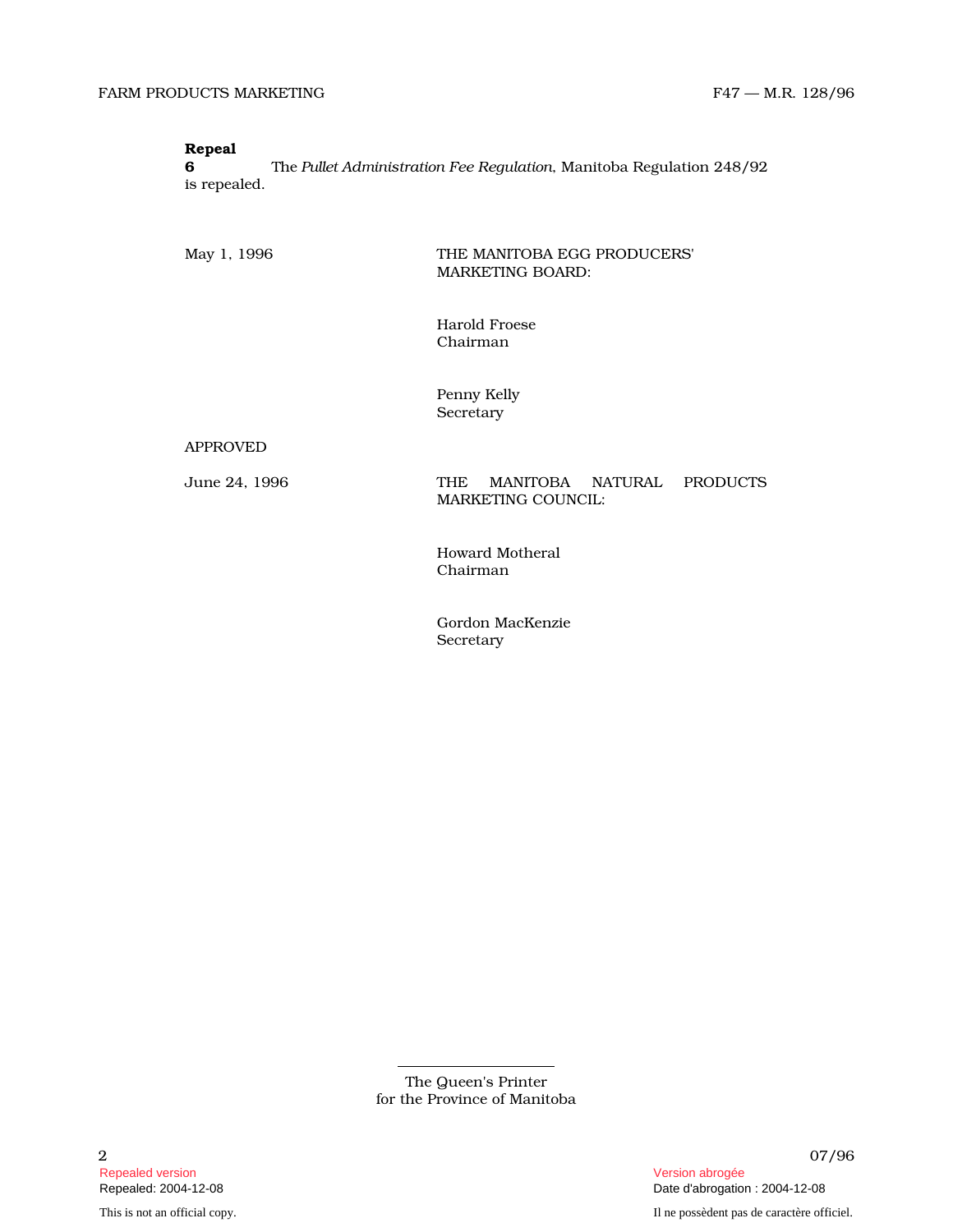**Repeal**

**6** The *Pullet Administration Fee Regulation*, Manitoba Regulation 248/92 is repealed.

May 1, 1996

THE MANITOBA EGG PRODUCERS' MARKETING BOARD:

Harold Froese
Chairman

Penny Kelly
Secretary

APPROVED

June 24, 1996

THE MANITOBA NATURAL PRODUCTS MARKETING COUNCIL:

Howard Motheral
Chairman

Gordon MacKenzie
Secretary

The Queen's Printer
for the Province of Manitoba

Repealed version
Repealed: 2004-12-08

Version abrogée
Date d'abrogation : 2004-12-08

This is not an official copy.

Il ne possèdent pas de caractère officiel.